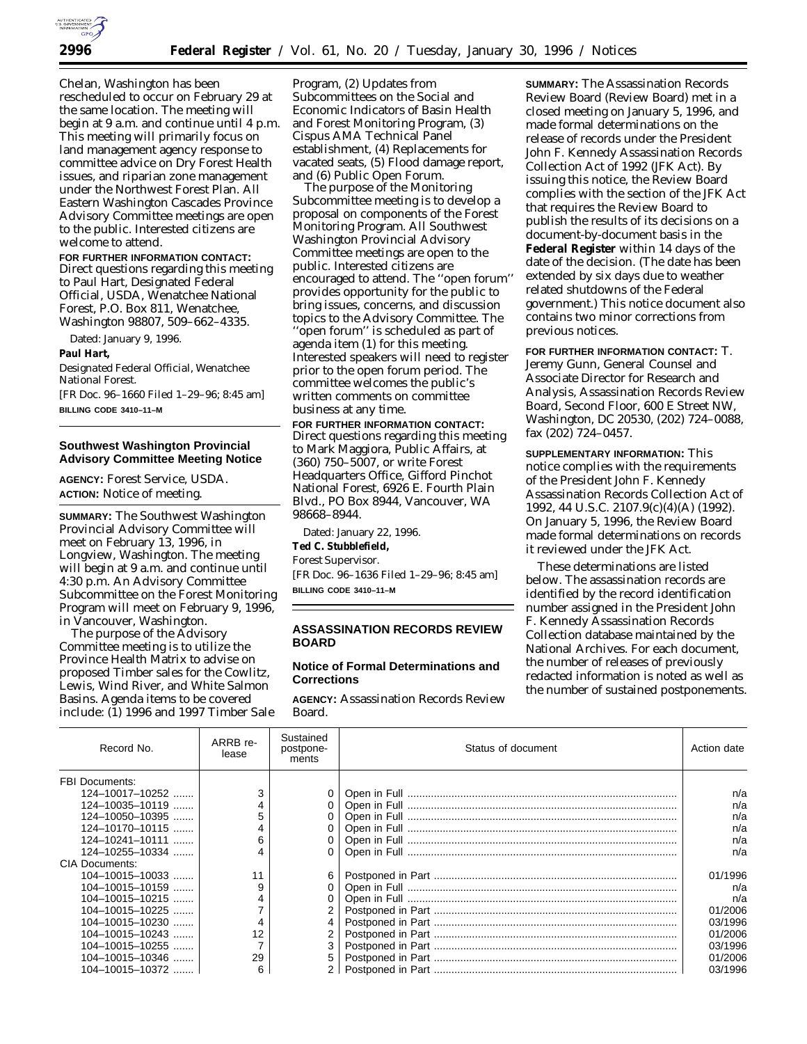Chelan, Washington has been rescheduled to occur on February 29 at the same location. The meeting will begin at 9 a.m. and continue until 4 p.m. This meeting will primarily focus on land management agency response to committee advice on Dry Forest Health issues, and riparian zone management under the Northwest Forest Plan. All Eastern Washington Cascades Province Advisory Committee meetings are open to the public. Interested citizens are welcome to attend.

**FOR FURTHER INFORMATION CONTACT:** Direct questions regarding this meeting to Paul Hart, Designated Federal Official, USDA, Wenatchee National Forest, P.O. Box 811, Wenatchee, Washington 98807, 509–662–4335.

Dated: January 9, 1996.

**Paul Hart,**

*Designated Federal Official, Wenatchee National Forest.*

[FR Doc. 96–1660 Filed 1–29–96; 8:45 am]

**BILLING CODE 3410–11–M**

## Southwest Washington Provincial Advisory Committee Meeting Notice

**AGENCY:** Forest Service, USDA.

**ACTION:** Notice of meeting.

**SUMMARY:** The Southwest Washington Provincial Advisory Committee will meet on February 13, 1996, in Longview, Washington. The meeting will begin at 9 a.m. and continue until 4:30 p.m. An Advisory Committee Subcommittee on the Forest Monitoring Program will meet on February 9, 1996, in Vancouver, Washington.

The purpose of the Advisory Committee meeting is to utilize the Province Health Matrix to advise on proposed Timber sales for the Cowlitz, Lewis, Wind River, and White Salmon Basins. Agenda items to be covered include: (1) 1996 and 1997 Timber Sale Program, (2) Updates from Subcommittees on the Social and Economic Indicators of Basin Health and Forest Monitoring Program, (3) Cispus AMA Technical Panel establishment, (4) Replacements for vacated seats, (5) Flood damage report, and (6) Public Open Forum.

The purpose of the Monitoring Subcommittee meeting is to develop a proposal on components of the Forest Monitoring Program. All Southwest Washington Provincial Advisory Committee meetings are open to the public. Interested citizens are encouraged to attend. The ''open forum'' provides opportunity for the public to bring issues, concerns, and discussion topics to the Advisory Committee. The ''open forum'' is scheduled as part of agenda item (1) for this meeting. Interested speakers will need to register prior to the open forum period. The committee welcomes the public's written comments on committee business at any time.

**FOR FURTHER INFORMATION CONTACT:** Direct questions regarding this meeting to Mark Maggiora, Public Affairs, at (360) 750–5007, or write Forest Headquarters Office, Gifford Pinchot National Forest, 6926 E. Fourth Plain Blvd., PO Box 8944, Vancouver, WA 98668–8944.

Dated: January 22, 1996.

**Ted C. Stubblefield,**

*Forest Supervisor.*

[FR Doc. 96–1636 Filed 1–29–96; 8:45 am]

**BILLING CODE 3410–11–M**

# ASSASSINATION RECORDS REVIEW BOARD

## Notice of Formal Determinations and Corrections

**AGENCY:** Assassination Records Review Board.

**SUMMARY:** The Assassination Records Review Board (Review Board) met in a closed meeting on January 5, 1996, and made formal determinations on the release of records under the President John F. Kennedy Assassination Records Collection Act of 1992 (JFK Act). By issuing this notice, the Review Board complies with the section of the JFK Act that requires the Review Board to publish the results of its decisions on a document-by-document basis in the **Federal Register** within 14 days of the date of the decision. (The date has been extended by six days due to weather related shutdowns of the Federal government.) This notice document also contains two minor corrections from previous notices.

**FOR FURTHER INFORMATION CONTACT:** T. Jeremy Gunn, General Counsel and Associate Director for Research and Analysis, Assassination Records Review Board, Second Floor, 600 E Street NW, Washington, DC 20530, (202) 724–0088, fax (202) 724–0457.

**SUPPLEMENTARY INFORMATION:** This notice complies with the requirements of the President John F. Kennedy Assassination Records Collection Act of 1992, 44 U.S.C. 2107.9(c)(4)(A) (1992). On January 5, 1996, the Review Board made formal determinations on records it reviewed under the JFK Act.

These determinations are listed below. The assassination records are identified by the record identification number assigned in the President John F. Kennedy Assassination Records Collection database maintained by the National Archives. For each document, the number of releases of previously redacted information is noted as well as the number of sustained postponements.

| Record No. | ARRB release | Sustained postponements | Status of document | Action date |
|---|---|---|---|---|
| FBI Documents: | | | | |
| 124–10017–10252 | 3 | 0 | Open in Full | n/a |
| 124–10035–10119 | 4 | 0 | Open in Full | n/a |
| 124–10050–10395 | 5 | 0 | Open in Full | n/a |
| 124–10170–10115 | 4 | 0 | Open in Full | n/a |
| 124–10241–10111 | 6 | 0 | Open in Full | n/a |
| 124–10255–10334 | 4 | 0 | Open in Full | n/a |
| CIA Documents: | | | | |
| 104–10015–10033 | 11 | 6 | Postponed in Part | 01/1996 |
| 104–10015–10159 | 9 | 0 | Open in Full | n/a |
| 104–10015–10215 | 4 | 0 | Open in Full | n/a |
| 104–10015–10225 | 7 | 2 | Postponed in Part | 01/2006 |
| 104–10015–10230 | 4 | 4 | Postponed in Part | 03/1996 |
| 104–10015–10243 | 12 | 2 | Postponed in Part | 01/2006 |
| 104–10015–10255 | 7 | 3 | Postponed in Part | 03/1996 |
| 104–10015–10346 | 29 | 5 | Postponed in Part | 01/2006 |
| 104–10015–10372 | 6 | 2 | Postponed in Part | 03/1996 |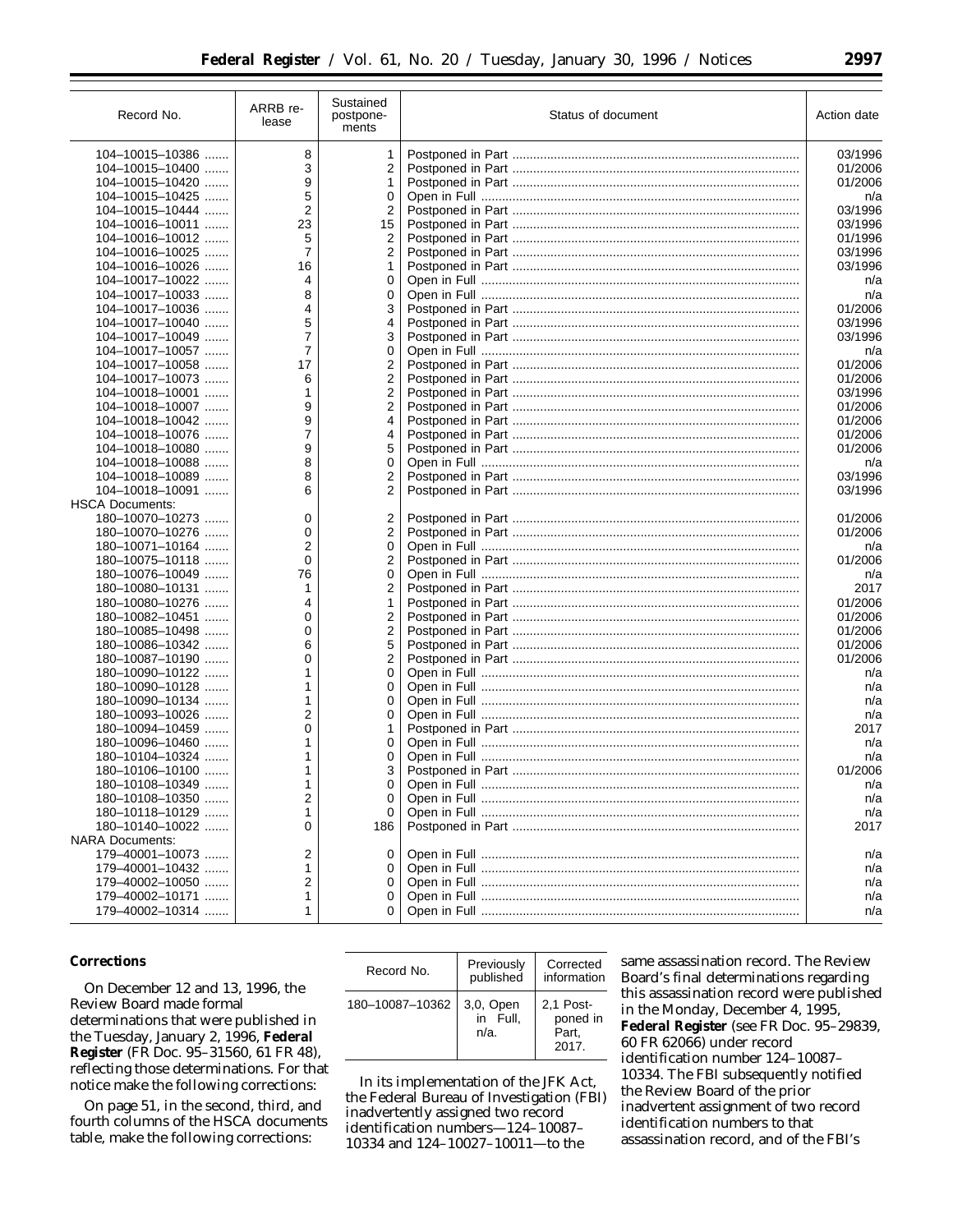| Record No. | ARRB release | Sustained postponements | Status of document | Action date |
|---|---|---|---|---|
| 104–10015–10386 | 8 | 1 | Postponed in Part | 03/1996 |
| 104–10015–10400 | 3 | 2 | Postponed in Part | 01/2006 |
| 104–10015–10420 | 9 | 1 | Postponed in Part | 01/2006 |
| 104–10015–10425 | 5 | 0 | Open in Full | n/a |
| 104–10015–10444 | 2 | 2 | Postponed in Part | 03/1996 |
| 104–10016–10011 | 23 | 15 | Postponed in Part | 03/1996 |
| 104–10016–10012 | 5 | 2 | Postponed in Part | 01/1996 |
| 104–10016–10025 | 7 | 2 | Postponed in Part | 03/1996 |
| 104–10016–10026 | 16 | 1 | Postponed in Part | 03/1996 |
| 104–10017–10022 | 4 | 0 | Open in Full | n/a |
| 104–10017–10033 | 8 | 0 | Open in Full | n/a |
| 104–10017–10036 | 4 | 3 | Postponed in Part | 01/2006 |
| 104–10017–10040 | 5 | 4 | Postponed in Part | 03/1996 |
| 104–10017–10049 | 7 | 3 | Postponed in Part | 03/1996 |
| 104–10017–10057 | 7 | 0 | Open in Full | n/a |
| 104–10017–10058 | 17 | 2 | Postponed in Part | 01/2006 |
| 104–10017–10073 | 6 | 2 | Postponed in Part | 01/2006 |
| 104–10018–10001 | 1 | 2 | Postponed in Part | 03/1996 |
| 104–10018–10007 | 9 | 2 | Postponed in Part | 01/2006 |
| 104–10018–10042 | 9 | 4 | Postponed in Part | 01/2006 |
| 104–10018–10076 | 7 | 4 | Postponed in Part | 01/2006 |
| 104–10018–10080 | 9 | 5 | Postponed in Part | 01/2006 |
| 104–10018–10088 | 8 | 0 | Open in Full | n/a |
| 104–10018–10089 | 8 | 2 | Postponed in Part | 03/1996 |
| 104–10018–10091 | 6 | 2 | Postponed in Part | 03/1996 |
| HSCA Documents: | | | | |
| 180–10070–10273 | 0 | 2 | Postponed in Part | 01/2006 |
| 180–10070–10276 | 0 | 2 | Postponed in Part | 01/2006 |
| 180–10071–10164 | 2 | 0 | Open in Full | n/a |
| 180–10075–10118 | 0 | 2 | Postponed in Part | 01/2006 |
| 180–10076–10049 | 76 | 0 | Open in Full | n/a |
| 180–10080–10131 | 1 | 2 | Postponed in Part | 2017 |
| 180–10080–10276 | 4 | 1 | Postponed in Part | 01/2006 |
| 180–10082–10451 | 0 | 2 | Postponed in Part | 01/2006 |
| 180–10085–10498 | 0 | 2 | Postponed in Part | 01/2006 |
| 180–10086–10342 | 6 | 5 | Postponed in Part | 01/2006 |
| 180–10087–10190 | 0 | 2 | Postponed in Part | 01/2006 |
| 180–10090–10122 | 1 | 0 | Open in Full | n/a |
| 180–10090–10128 | 1 | 0 | Open in Full | n/a |
| 180–10090–10134 | 1 | 0 | Open in Full | n/a |
| 180–10093–10026 | 2 | 0 | Open in Full | n/a |
| 180–10094–10459 | 0 | 1 | Postponed in Part | 2017 |
| 180–10096–10460 | 1 | 0 | Open in Full | n/a |
| 180–10104–10324 | 1 | 0 | Open in Full | n/a |
| 180–10106–10100 | 1 | 3 | Postponed in Part | 01/2006 |
| 180–10108–10349 | 1 | 0 | Open in Full | n/a |
| 180–10108–10350 | 2 | 0 | Open in Full | n/a |
| 180–10118–10129 | 1 | 0 | Open in Full | n/a |
| 180–10140–10022 | 0 | 186 | Postponed in Part | 2017 |
| NARA Documents: | | | | |
| 179–40001–10073 | 2 | 0 | Open in Full | n/a |
| 179–40001–10432 | 1 | 0 | Open in Full | n/a |
| 179–40002–10050 | 2 | 0 | Open in Full | n/a |
| 179–40002–10171 | 1 | 0 | Open in Full | n/a |
| 179–40002–10314 | 1 | 0 | Open in Full | n/a |

**Corrections**

On December 12 and 13, 1996, the Review Board made formal determinations that were published in the Tuesday, January 2, 1996, **Federal Register** (FR Doc. 95–31560, 61 FR 48), reflecting those determinations. For that notice make the following corrections:

On page 51, in the second, third, and fourth columns of the HSCA documents table, make the following corrections:

| Record No. | Previously published | Corrected information |
|---|---|---|
| 180–10087–10362 | 3,0, Open in Full, n/a. | 2,1 Postponed in Part, 2017. |

In its implementation of the JFK Act, the Federal Bureau of Investigation (FBI) inadvertently assigned two record identification numbers—124–10087–10334 and 124–10027–10011—to the same assassination record. The Review Board's final determinations regarding this assassination record were published in the Monday, December 4, 1995, **Federal Register** (see FR Doc. 95–29839, 60 FR 62066) under record identification number 124–10087–10334. The FBI subsequently notified the Review Board of the prior inadvertent assignment of two record identification numbers to that assassination record, and of the FBI's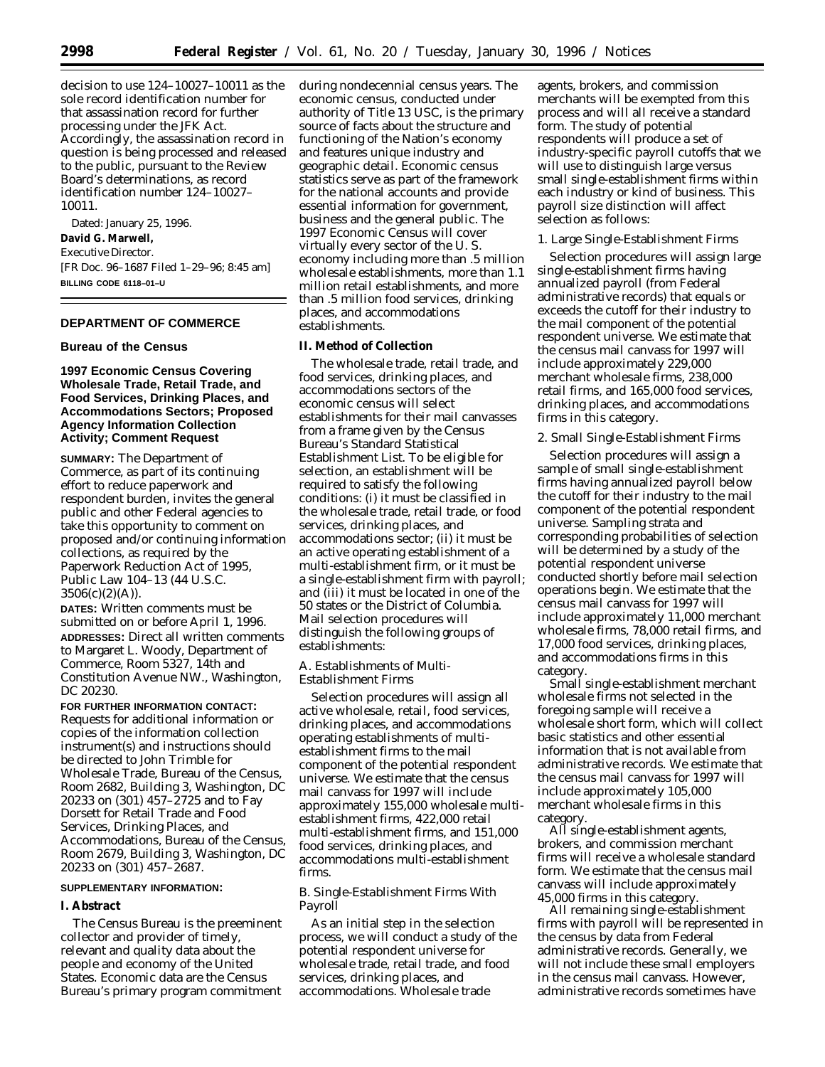decision to use 124–10027–10011 as the sole record identification number for that assassination record for further processing under the JFK Act. Accordingly, the assassination record in question is being processed and released to the public, pursuant to the Review Board's determinations, as record identification number 124–10027–10011.

Dated: January 25, 1996.

**David G. Marwell,**

*Executive Director.*

[FR Doc. 96–1687 Filed 1–29–96; 8:45 am]

**BILLING CODE 6118–01–U**

## DEPARTMENT OF COMMERCE

### Bureau of the Census

### 1997 Economic Census Covering Wholesale Trade, Retail Trade, and Food Services, Drinking Places, and Accommodations Sectors; Proposed Agency Information Collection Activity; Comment Request

**SUMMARY:** The Department of Commerce, as part of its continuing effort to reduce paperwork and respondent burden, invites the general public and other Federal agencies to take this opportunity to comment on proposed and/or continuing information collections, as required by the Paperwork Reduction Act of 1995, Public Law 104–13 (44 U.S.C. 3506(c)(2)(A)).

**DATES:** Written comments must be submitted on or before April 1, 1996.

**ADDRESSES:** Direct all written comments to Margaret L. Woody, Department of Commerce, Room 5327, 14th and Constitution Avenue NW., Washington, DC 20230.

**FOR FURTHER INFORMATION CONTACT:** Requests for additional information or copies of the information collection instrument(s) and instructions should be directed to John Trimble for Wholesale Trade, Bureau of the Census, Room 2682, Building 3, Washington, DC 20233 on (301) 457–2725 and to Fay Dorsett for Retail Trade and Food Services, Drinking Places, and Accommodations, Bureau of the Census, Room 2679, Building 3, Washington, DC 20233 on (301) 457–2687.

**SUPPLEMENTARY INFORMATION:**

**I. Abstract**

The Census Bureau is the preeminent collector and provider of timely, relevant and quality data about the people and economy of the United States. Economic data are the Census Bureau's primary program commitment during nondecennial census years. The economic census, conducted under authority of Title 13 USC, is the primary source of facts about the structure and functioning of the Nation's economy and features unique industry and geographic detail. Economic census statistics serve as part of the framework for the national accounts and provide essential information for government, business and the general public. The 1997 Economic Census will cover virtually every sector of the U. S. economy including more than .5 million wholesale establishments, more than 1.1 million retail establishments, and more than .5 million food services, drinking places, and accommodations establishments.

**II. Method of Collection**

The wholesale trade, retail trade, and food services, drinking places, and accommodations sectors of the economic census will select establishments for their mail canvasses from a frame given by the Census Bureau's Standard Statistical Establishment List. To be eligible for selection, an establishment will be required to satisfy the following conditions: (i) it must be classified in the wholesale trade, retail trade, or food services, drinking places, and accommodations sector; (ii) it must be an active operating establishment of a multi-establishment firm, or it must be a single-establishment firm with payroll; and (iii) it must be located in one of the 50 states or the District of Columbia. Mail selection procedures will distinguish the following groups of establishments:

*A. Establishments of Multi-Establishment Firms*

Selection procedures will assign all active wholesale, retail, food services, drinking places, and accommodations operating establishments of multi-establishment firms to the mail component of the potential respondent universe. We estimate that the census mail canvass for 1997 will include approximately 155,000 wholesale multi-establishment firms, 422,000 retail multi-establishment firms, and 151,000 food services, drinking places, and accommodations multi-establishment firms.

*B. Single-Establishment Firms With Payroll*

As an initial step in the selection process, we will conduct a study of the potential respondent universe for wholesale trade, retail trade, and food services, drinking places, and accommodations. Wholesale trade agents, brokers, and commission merchants will be exempted from this process and will all receive a standard form. The study of potential respondents will produce a set of industry-specific payroll cutoffs that we will use to distinguish large versus small single-establishment firms within each industry or kind of business. This payroll size distinction will affect selection as follows:

1. Large Single-Establishment Firms

Selection procedures will assign large single-establishment firms having annualized payroll (from Federal administrative records) that equals or exceeds the cutoff for their industry to the mail component of the potential respondent universe. We estimate that the census mail canvass for 1997 will include approximately 229,000 merchant wholesale firms, 238,000 retail firms, and 165,000 food services, drinking places, and accommodations firms in this category.

2. Small Single-Establishment Firms

Selection procedures will assign a sample of small single-establishment firms having annualized payroll below the cutoff for their industry to the mail component of the potential respondent universe. Sampling strata and corresponding probabilities of selection will be determined by a study of the potential respondent universe conducted shortly before mail selection operations begin. We estimate that the census mail canvass for 1997 will include approximately 11,000 merchant wholesale firms, 78,000 retail firms, and 17,000 food services, drinking places, and accommodations firms in this category.

Small single-establishment merchant wholesale firms not selected in the foregoing sample will receive a wholesale short form, which will collect basic statistics and other essential information that is not available from administrative records. We estimate that the census mail canvass for 1997 will include approximately 105,000 merchant wholesale firms in this category.

All single-establishment agents, brokers, and commission merchant firms will receive a wholesale standard form. We estimate that the census mail canvass will include approximately 45,000 firms in this category.

All remaining single-establishment firms with payroll will be represented in the census by data from Federal administrative records. Generally, we will not include these small employers in the census mail canvass. However, administrative records sometimes have